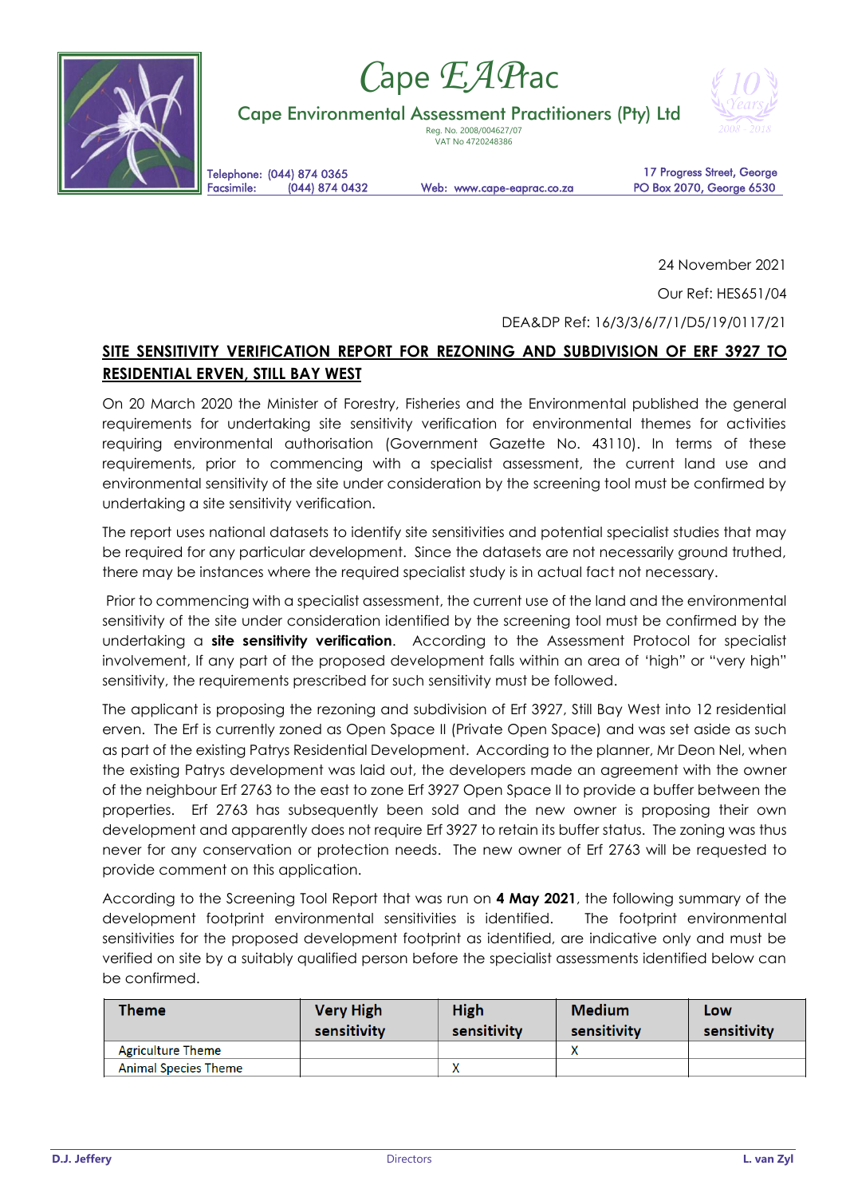# Cape EAPrac

Cape Environmental Assessment Practitioners (Pty) Ltd

Reg. No. 2008/004627/07
VAT No 4720248386

Telephone: (044) 874 0365
Facsimile: (044) 874 0432

Web: www.cape-eaprac.co.za

17 Progress Street, George
PO Box 2070, George 6530

24 November 2021

Our Ref: HES651/04

DEA&DP Ref: 16/3/3/6/7/1/D5/19/0117/21

## SITE SENSITIVITY VERIFICATION REPORT FOR REZONING AND SUBDIVISION OF ERF 3927 TO RESIDENTIAL ERVEN, STILL BAY WEST

On 20 March 2020 the Minister of Forestry, Fisheries and the Environmental published the general requirements for undertaking site sensitivity verification for environmental themes for activities requiring environmental authorisation (Government Gazette No. 43110). In terms of these requirements, prior to commencing with a specialist assessment, the current land use and environmental sensitivity of the site under consideration by the screening tool must be confirmed by undertaking a site sensitivity verification.

The report uses national datasets to identify site sensitivities and potential specialist studies that may be required for any particular development. Since the datasets are not necessarily ground truthed, there may be instances where the required specialist study is in actual fact not necessary.

Prior to commencing with a specialist assessment, the current use of the land and the environmental sensitivity of the site under consideration identified by the screening tool must be confirmed by the undertaking a **site sensitivity verification**. According to the Assessment Protocol for specialist involvement, If any part of the proposed development falls within an area of 'high" or "very high" sensitivity, the requirements prescribed for such sensitivity must be followed.

The applicant is proposing the rezoning and subdivision of Erf 3927, Still Bay West into 12 residential erven. The Erf is currently zoned as Open Space II (Private Open Space) and was set aside as such as part of the existing Patrys Residential Development. According to the planner, Mr Deon Nel, when the existing Patrys development was laid out, the developers made an agreement with the owner of the neighbour Erf 2763 to the east to zone Erf 3927 Open Space II to provide a buffer between the properties. Erf 2763 has subsequently been sold and the new owner is proposing their own development and apparently does not require Erf 3927 to retain its buffer status. The zoning was thus never for any conservation or protection needs. The new owner of Erf 2763 will be requested to provide comment on this application.

According to the Screening Tool Report that was run on **4 May 2021**, the following summary of the development footprint environmental sensitivities is identified. The footprint environmental sensitivities for the proposed development footprint as identified, are indicative only and must be verified on site by a suitably qualified person before the specialist assessments identified below can be confirmed.

| Theme | Very High sensitivity | High sensitivity | Medium sensitivity | Low sensitivity |
|---|---|---|---|---|
| Agriculture Theme | | | X | |
| Animal Species Theme | | X | | |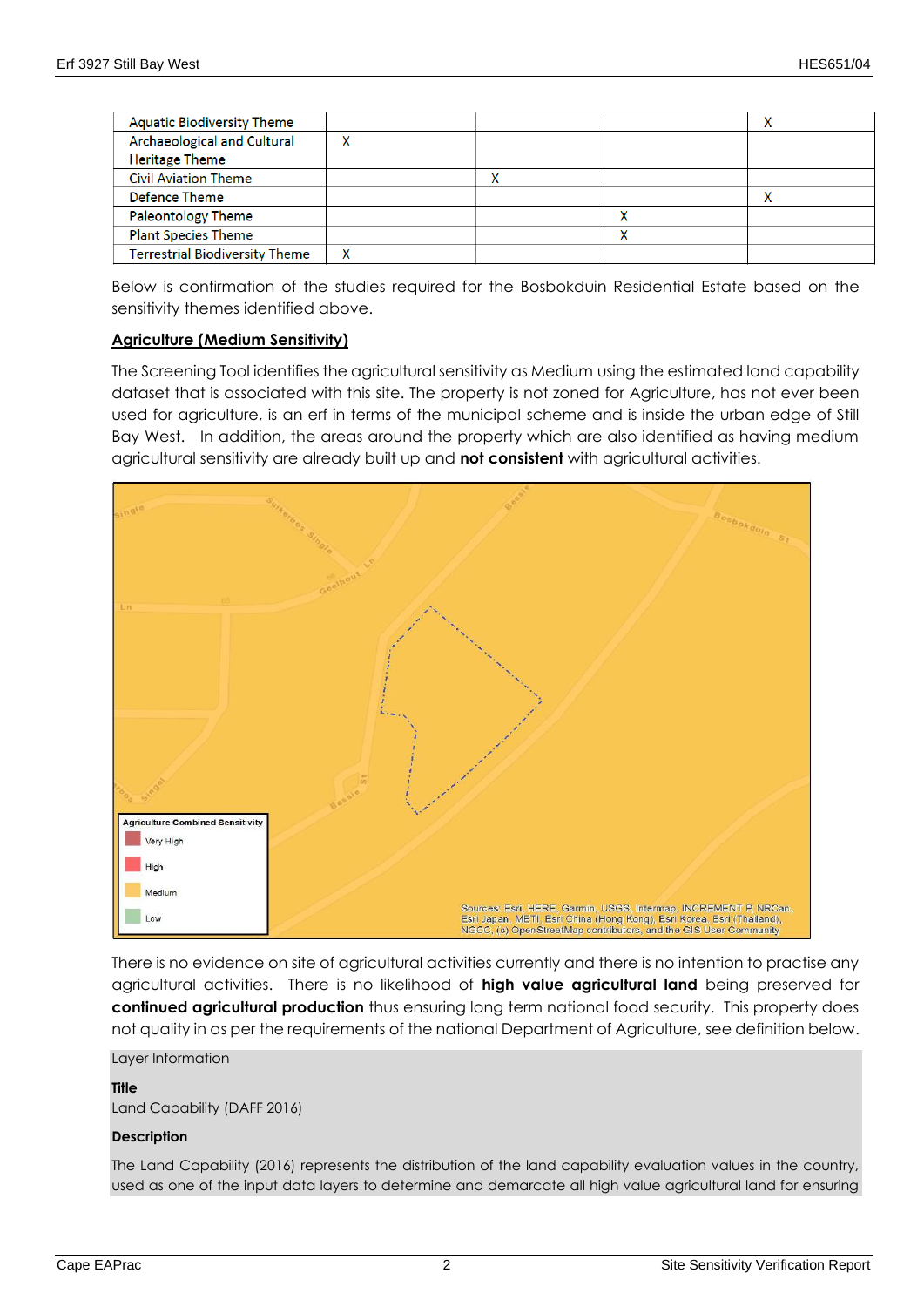| | | | | |
|---|---|---|---|---|
| Aquatic Biodiversity Theme | | | | X |
| Archaeological and Cultural Heritage Theme | X | | | |
| Civil Aviation Theme | | X | | |
| Defence Theme | | | | X |
| Paleontology Theme | | | X | |
| Plant Species Theme | | | X | |
| Terrestrial Biodiversity Theme | X | | | |

Below is confirmation of the studies required for the Bosbokduin Residential Estate based on the sensitivity themes identified above.

**Agriculture (Medium Sensitivity)**

The Screening Tool identifies the agricultural sensitivity as Medium using the estimated land capability dataset that is associated with this site. The property is not zoned for Agriculture, has not ever been used for agriculture, is an erf in terms of the municipal scheme and is inside the urban edge of Still Bay West. In addition, the areas around the property which are also identified as having medium agricultural sensitivity are already built up and **not consistent** with agricultural activities.

There is no evidence on site of agricultural activities currently and there is no intention to practise any agricultural activities. There is no likelihood of **high value agricultural land** being preserved for **continued agricultural production** thus ensuring long term national food security. This property does not quality in as per the requirements of the national Department of Agriculture, see definition below.

Layer Information

**Title**

Land Capability (DAFF 2016)

**Description**

The Land Capability (2016) represents the distribution of the land capability evaluation values in the country, used as one of the input data layers to determine and demarcate all high value agricultural land for ensuring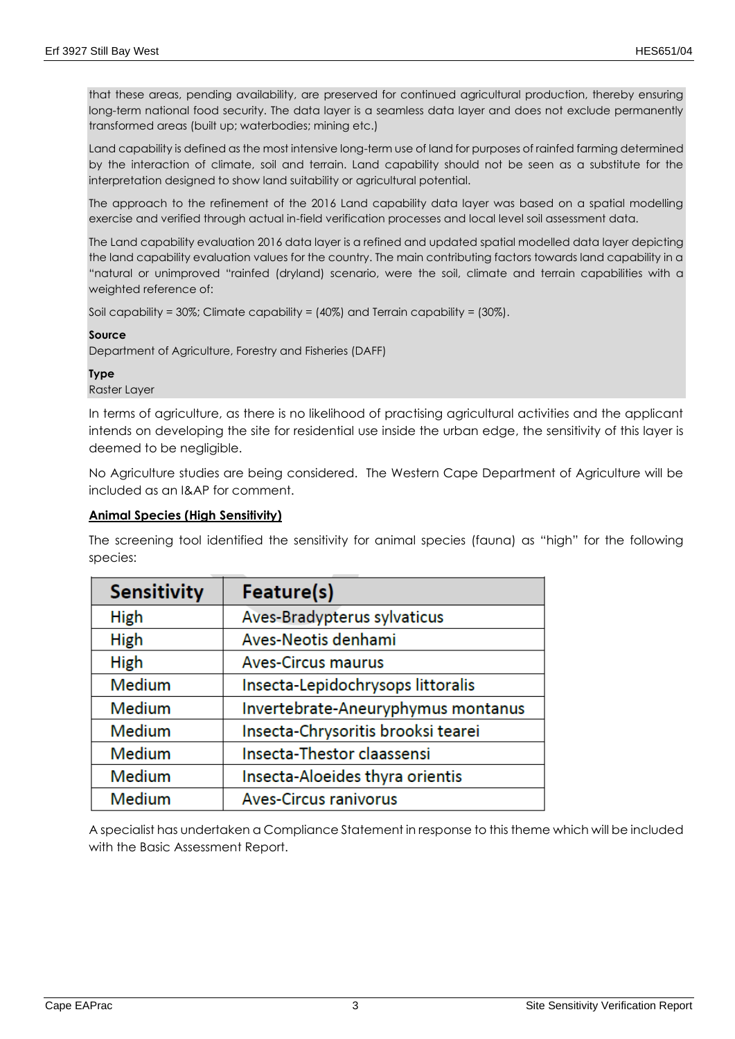that these areas, pending availability, are preserved for continued agricultural production, thereby ensuring long-term national food security. The data layer is a seamless data layer and does not exclude permanently transformed areas (built up; waterbodies; mining etc.)

Land capability is defined as the most intensive long-term use of land for purposes of rainfed farming determined by the interaction of climate, soil and terrain. Land capability should not be seen as a substitute for the interpretation designed to show land suitability or agricultural potential.

The approach to the refinement of the 2016 Land capability data layer was based on a spatial modelling exercise and verified through actual in-field verification processes and local level soil assessment data.

The Land capability evaluation 2016 data layer is a refined and updated spatial modelled data layer depicting the land capability evaluation values for the country. The main contributing factors towards land capability in a "natural or unimproved "rainfed (dryland) scenario, were the soil, climate and terrain capabilities with a weighted reference of:

Soil capability = 30%; Climate capability = (40%) and Terrain capability = (30%).

**Source**
Department of Agriculture, Forestry and Fisheries (DAFF)

**Type**
Raster Layer

In terms of agriculture, as there is no likelihood of practising agricultural activities and the applicant intends on developing the site for residential use inside the urban edge, the sensitivity of this layer is deemed to be negligible.

No Agriculture studies are being considered. The Western Cape Department of Agriculture will be included as an I&AP for comment.

**Animal Species (High Sensitivity)**

The screening tool identified the sensitivity for animal species (fauna) as "high" for the following species:

| Sensitivity | Feature(s) |
|---|---|
| High | Aves-Bradypterus sylvaticus |
| High | Aves-Neotis denhami |
| High | Aves-Circus maurus |
| Medium | Insecta-Lepidochrysops littoralis |
| Medium | Invertebrate-Aneuryphymus montanus |
| Medium | Insecta-Chrysoritis brooksi tearei |
| Medium | Insecta-Thestor claassensi |
| Medium | Insecta-Aloeides thyra orientis |
| Medium | Aves-Circus ranivorus |

A specialist has undertaken a Compliance Statement in response to this theme which will be included with the Basic Assessment Report.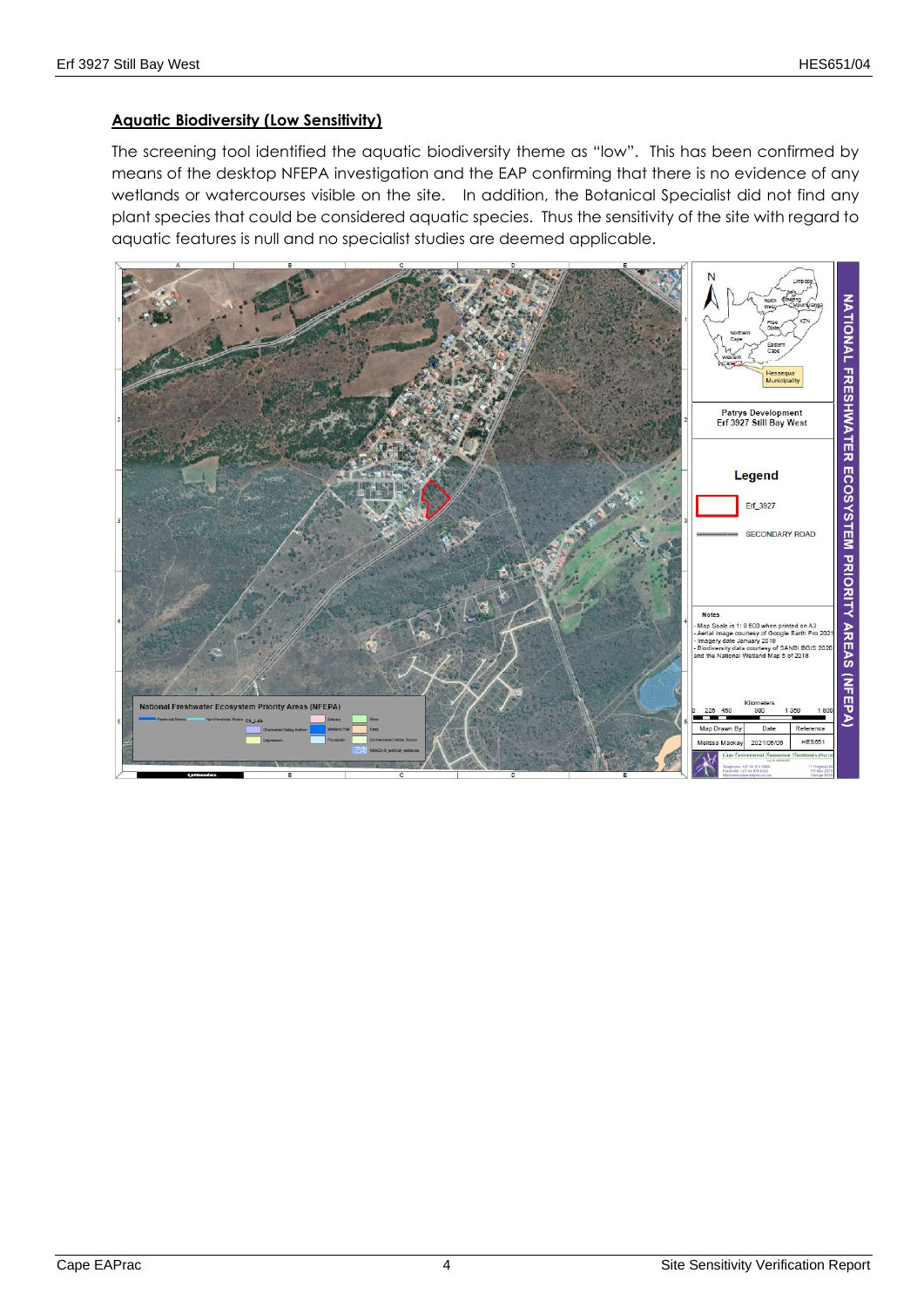## Aquatic Biodiversity (Low Sensitivity)

The screening tool identified the aquatic biodiversity theme as "low". This has been confirmed by means of the desktop NFEPA investigation and the EAP confirming that there is no evidence of any wetlands or watercourses visible on the site. In addition, the Botanical Specialist did not find any plant species that could be considered aquatic species. Thus the sensitivity of the site with regard to aquatic features is null and no specialist studies are deemed applicable.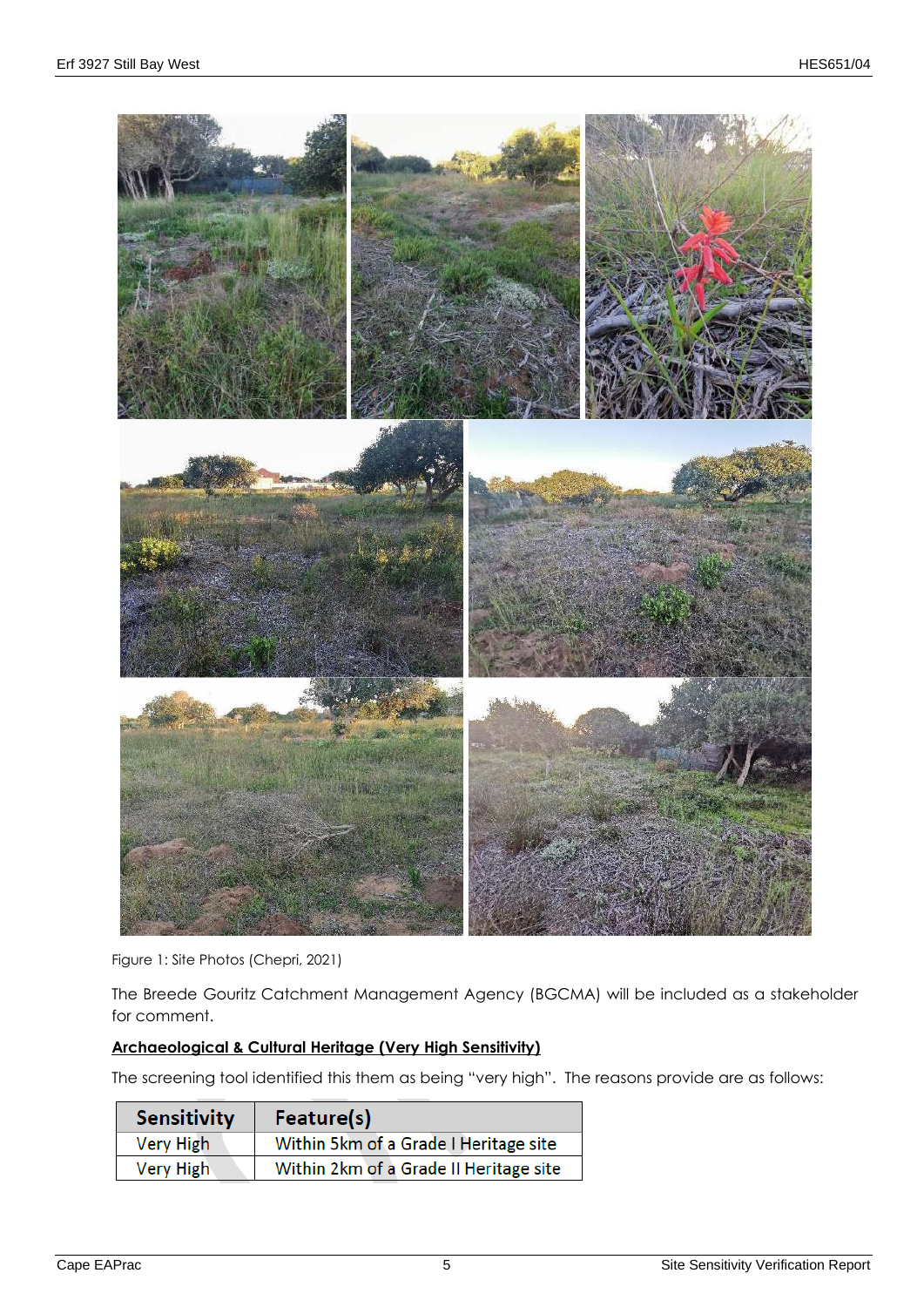Figure 1: Site Photos (Chepri, 2021)

The Breede Gouritz Catchment Management Agency (BGCMA) will be included as a stakeholder for comment.

**Archaeological & Cultural Heritage (Very High Sensitivity)**

The screening tool identified this them as being "very high". The reasons provide are as follows:

| Sensitivity | Feature(s) |
|---|---|
| Very High | Within 5km of a Grade I Heritage site |
| Very High | Within 2km of a Grade II Heritage site |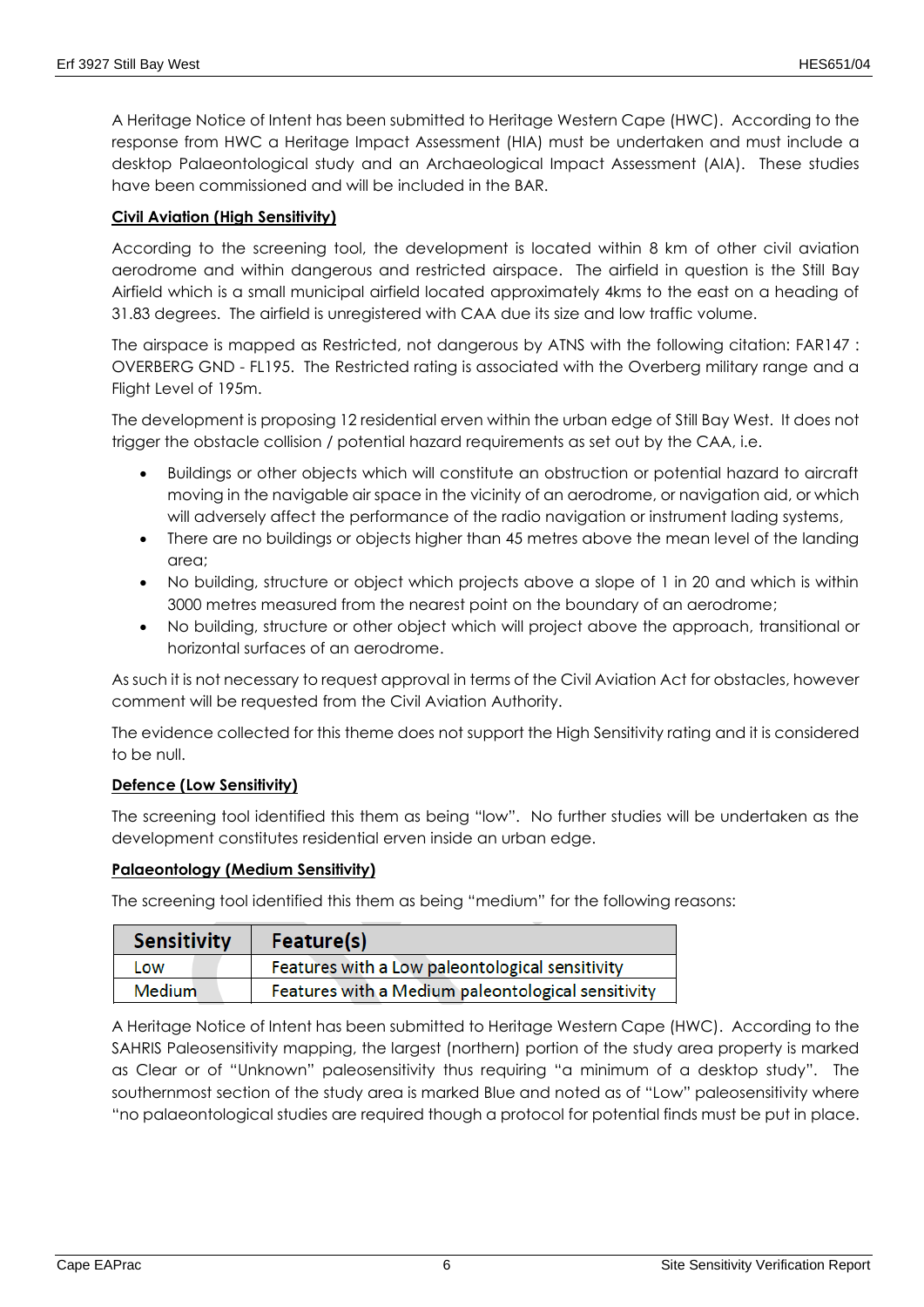A Heritage Notice of Intent has been submitted to Heritage Western Cape (HWC). According to the response from HWC a Heritage Impact Assessment (HIA) must be undertaken and must include a desktop Palaeontological study and an Archaeological Impact Assessment (AIA). These studies have been commissioned and will be included in the BAR.

**Civil Aviation (High Sensitivity)**

According to the screening tool, the development is located within 8 km of other civil aviation aerodrome and within dangerous and restricted airspace. The airfield in question is the Still Bay Airfield which is a small municipal airfield located approximately 4kms to the east on a heading of 31.83 degrees. The airfield is unregistered with CAA due its size and low traffic volume.

The airspace is mapped as Restricted, not dangerous by ATNS with the following citation: FAR147 : OVERBERG GND - FL195. The Restricted rating is associated with the Overberg military range and a Flight Level of 195m.

The development is proposing 12 residential erven within the urban edge of Still Bay West. It does not trigger the obstacle collision / potential hazard requirements as set out by the CAA, i.e.

- Buildings or other objects which will constitute an obstruction or potential hazard to aircraft moving in the navigable air space in the vicinity of an aerodrome, or navigation aid, or which will adversely affect the performance of the radio navigation or instrument lading systems,
- There are no buildings or objects higher than 45 metres above the mean level of the landing area;
- No building, structure or object which projects above a slope of 1 in 20 and which is within 3000 metres measured from the nearest point on the boundary of an aerodrome;
- No building, structure or other object which will project above the approach, transitional or horizontal surfaces of an aerodrome.

As such it is not necessary to request approval in terms of the Civil Aviation Act for obstacles, however comment will be requested from the Civil Aviation Authority.

The evidence collected for this theme does not support the High Sensitivity rating and it is considered to be null.

**Defence (Low Sensitivity)**

The screening tool identified this them as being "low". No further studies will be undertaken as the development constitutes residential erven inside an urban edge.

**Palaeontology (Medium Sensitivity)**

The screening tool identified this them as being "medium" for the following reasons:

| Sensitivity | Feature(s) |
|---|---|
| Low | Features with a Low paleontological sensitivity |
| Medium | Features with a Medium paleontological sensitivity |

A Heritage Notice of Intent has been submitted to Heritage Western Cape (HWC). According to the SAHRIS Paleosensitivity mapping, the largest (northern) portion of the study area property is marked as Clear or of "Unknown" paleosensitivity thus requiring "a minimum of a desktop study". The southernmost section of the study area is marked Blue and noted as of "Low" paleosensitivity where "no palaeontological studies are required though a protocol for potential finds must be put in place.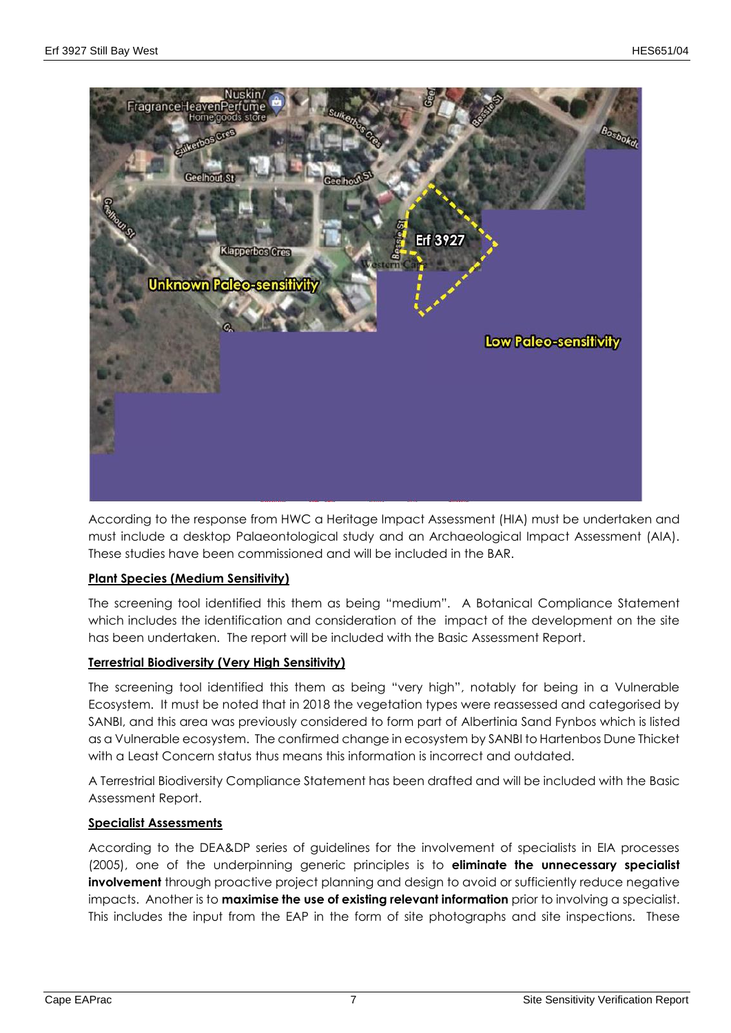According to the response from HWC a Heritage Impact Assessment (HIA) must be undertaken and must include a desktop Palaeontological study and an Archaeological Impact Assessment (AIA). These studies have been commissioned and will be included in the BAR.

**Plant Species (Medium Sensitivity)**

The screening tool identified this them as being "medium". A Botanical Compliance Statement which includes the identification and consideration of the impact of the development on the site has been undertaken. The report will be included with the Basic Assessment Report.

**Terrestrial Biodiversity (Very High Sensitivity)**

The screening tool identified this them as being "very high", notably for being in a Vulnerable Ecosystem. It must be noted that in 2018 the vegetation types were reassessed and categorised by SANBI, and this area was previously considered to form part of Albertinia Sand Fynbos which is listed as a Vulnerable ecosystem. The confirmed change in ecosystem by SANBI to Hartenbos Dune Thicket with a Least Concern status thus means this information is incorrect and outdated.

A Terrestrial Biodiversity Compliance Statement has been drafted and will be included with the Basic Assessment Report.

**Specialist Assessments**

According to the DEA&DP series of guidelines for the involvement of specialists in EIA processes (2005), one of the underpinning generic principles is to **eliminate the unnecessary specialist involvement** through proactive project planning and design to avoid or sufficiently reduce negative impacts. Another is to **maximise the use of existing relevant information** prior to involving a specialist. This includes the input from the EAP in the form of site photographs and site inspections. These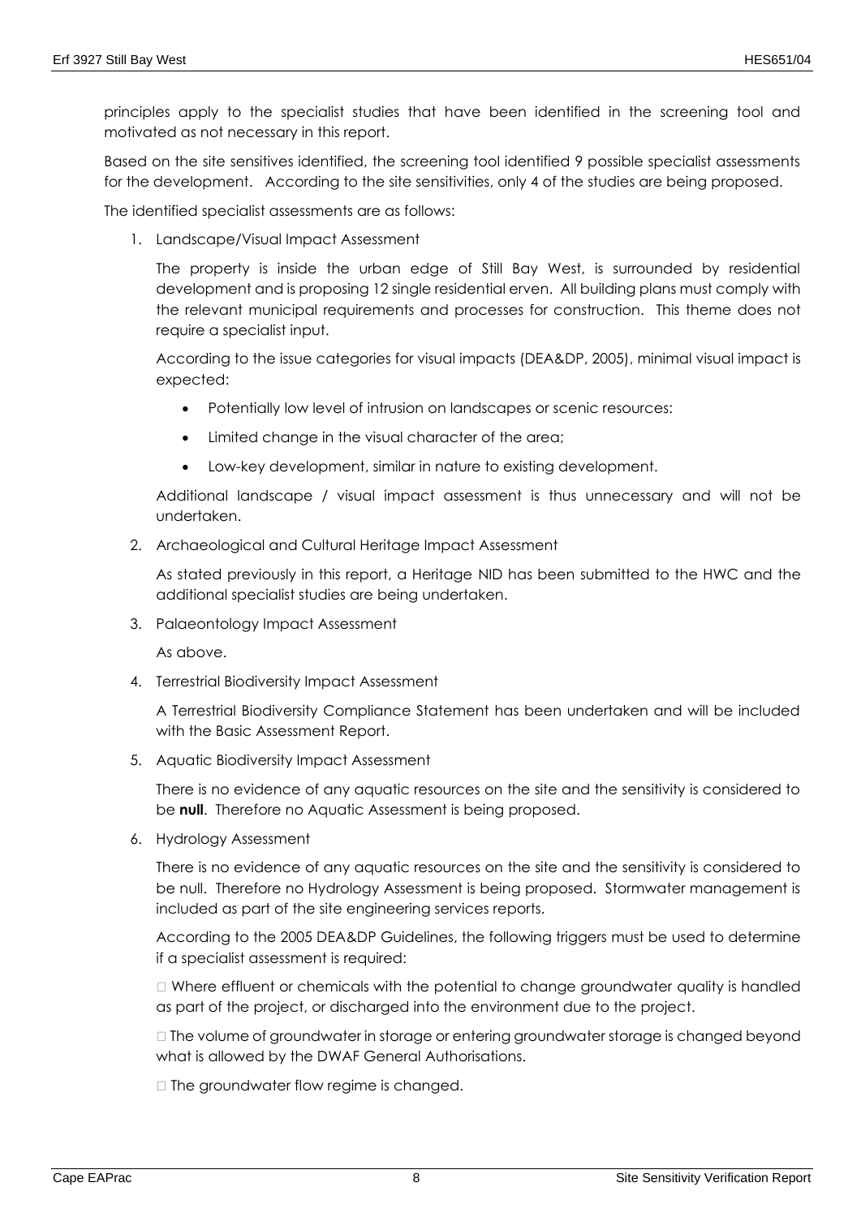principles apply to the specialist studies that have been identified in the screening tool and motivated as not necessary in this report.

Based on the site sensitives identified, the screening tool identified 9 possible specialist assessments for the development. According to the site sensitivities, only 4 of the studies are being proposed.

The identified specialist assessments are as follows:

1. Landscape/Visual Impact Assessment

   The property is inside the urban edge of Still Bay West, is surrounded by residential development and is proposing 12 single residential erven. All building plans must comply with the relevant municipal requirements and processes for construction. This theme does not require a specialist input.

   According to the issue categories for visual impacts (DEA&DP, 2005), minimal visual impact is expected:

   - Potentially low level of intrusion on landscapes or scenic resources:
   - Limited change in the visual character of the area;
   - Low-key development, similar in nature to existing development.

   Additional landscape / visual impact assessment is thus unnecessary and will not be undertaken.

2. Archaeological and Cultural Heritage Impact Assessment

   As stated previously in this report, a Heritage NID has been submitted to the HWC and the additional specialist studies are being undertaken.

3. Palaeontology Impact Assessment

   As above.

4. Terrestrial Biodiversity Impact Assessment

   A Terrestrial Biodiversity Compliance Statement has been undertaken and will be included with the Basic Assessment Report.

5. Aquatic Biodiversity Impact Assessment

   There is no evidence of any aquatic resources on the site and the sensitivity is considered to be **null**. Therefore no Aquatic Assessment is being proposed.

6. Hydrology Assessment

   There is no evidence of any aquatic resources on the site and the sensitivity is considered to be null. Therefore no Hydrology Assessment is being proposed. Stormwater management is included as part of the site engineering services reports.

   According to the 2005 DEA&DP Guidelines, the following triggers must be used to determine if a specialist assessment is required:

   - Where effluent or chemicals with the potential to change groundwater quality is handled as part of the project, or discharged into the environment due to the project.
   - The volume of groundwater in storage or entering groundwater storage is changed beyond what is allowed by the DWAF General Authorisations.
   - The groundwater flow regime is changed.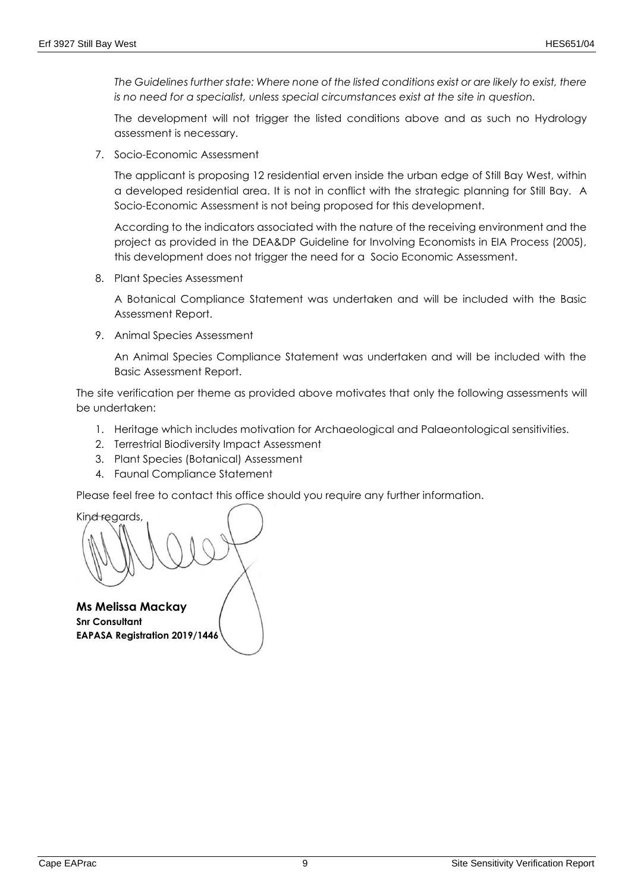*The Guidelines further state: Where none of the listed conditions exist or are likely to exist, there is no need for a specialist, unless special circumstances exist at the site in question.*

The development will not trigger the listed conditions above and as such no Hydrology assessment is necessary.

7. Socio-Economic Assessment

   The applicant is proposing 12 residential erven inside the urban edge of Still Bay West, within a developed residential area. It is not in conflict with the strategic planning for Still Bay. A Socio-Economic Assessment is not being proposed for this development.

   According to the indicators associated with the nature of the receiving environment and the project as provided in the DEA&DP Guideline for Involving Economists in EIA Process (2005), this development does not trigger the need for a Socio Economic Assessment.

8. Plant Species Assessment

   A Botanical Compliance Statement was undertaken and will be included with the Basic Assessment Report.

9. Animal Species Assessment

   An Animal Species Compliance Statement was undertaken and will be included with the Basic Assessment Report.

The site verification per theme as provided above motivates that only the following assessments will be undertaken:

1. Heritage which includes motivation for Archaeological and Palaeontological sensitivities.
2. Terrestrial Biodiversity Impact Assessment
3. Plant Species (Botanical) Assessment
4. Faunal Compliance Statement

Please feel free to contact this office should you require any further information.

Kind regards,

**Ms Melissa Mackay**
**Snr Consultant**
**EAPASA Registration 2019/1446**